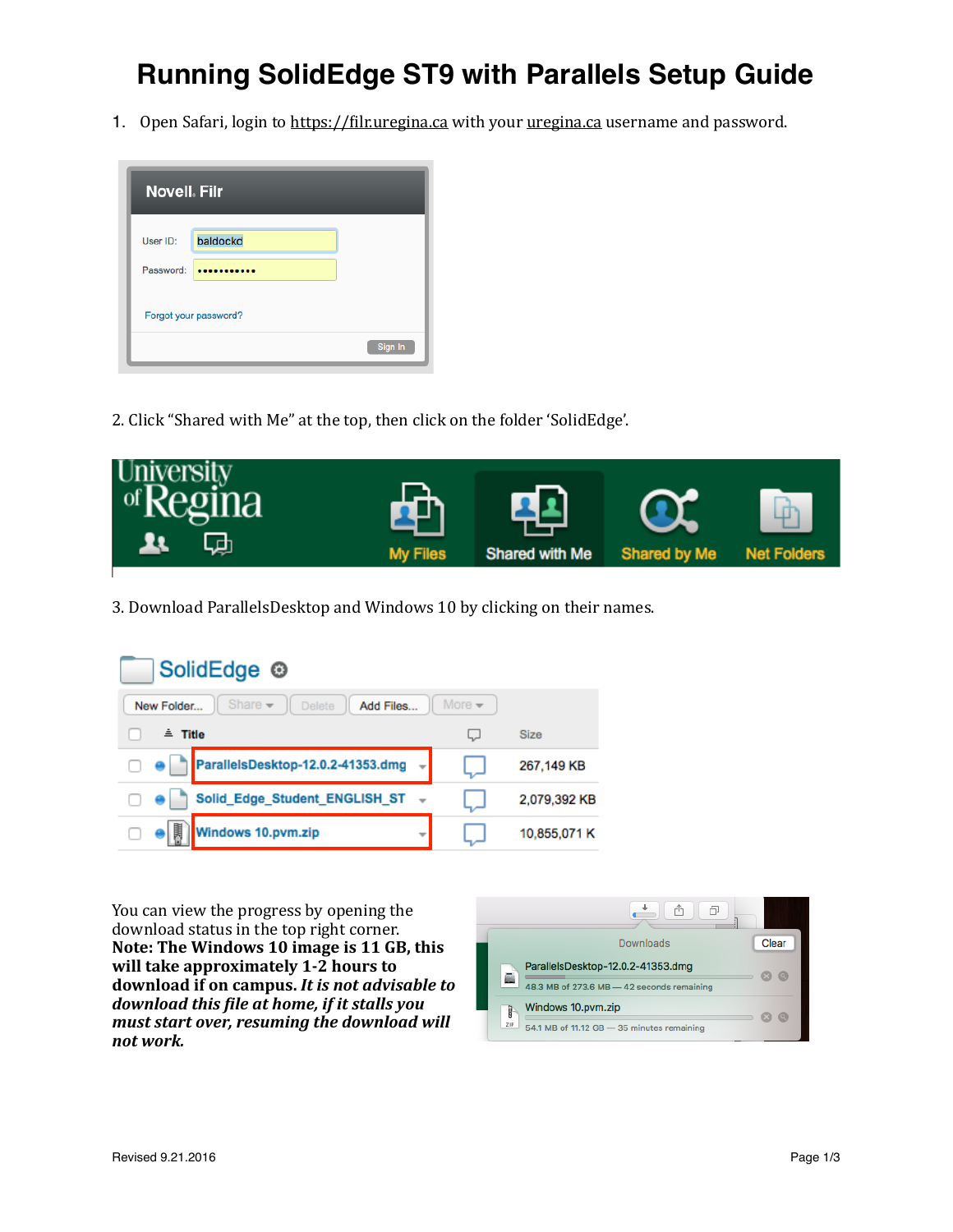# Running SolidEdge ST9 with Parallels Setup Guide

1. Open Safari, login to https://filr.uregina.ca with your uregina.ca username and password.

2. Click "Shared with Me" at the top, then click on the folder 'SolidEdge'.

3. Download ParallelsDesktop and Windows 10 by clicking on their names.

You can view the progress by opening the download status in the top right corner. **Note: The Windows 10 image is 11 GB, this will take approximately 1-2 hours to download if on campus. *It is not advisable to download this file at home, if it stalls you must start over, resuming the download will not work.***

Revised 9.21.2016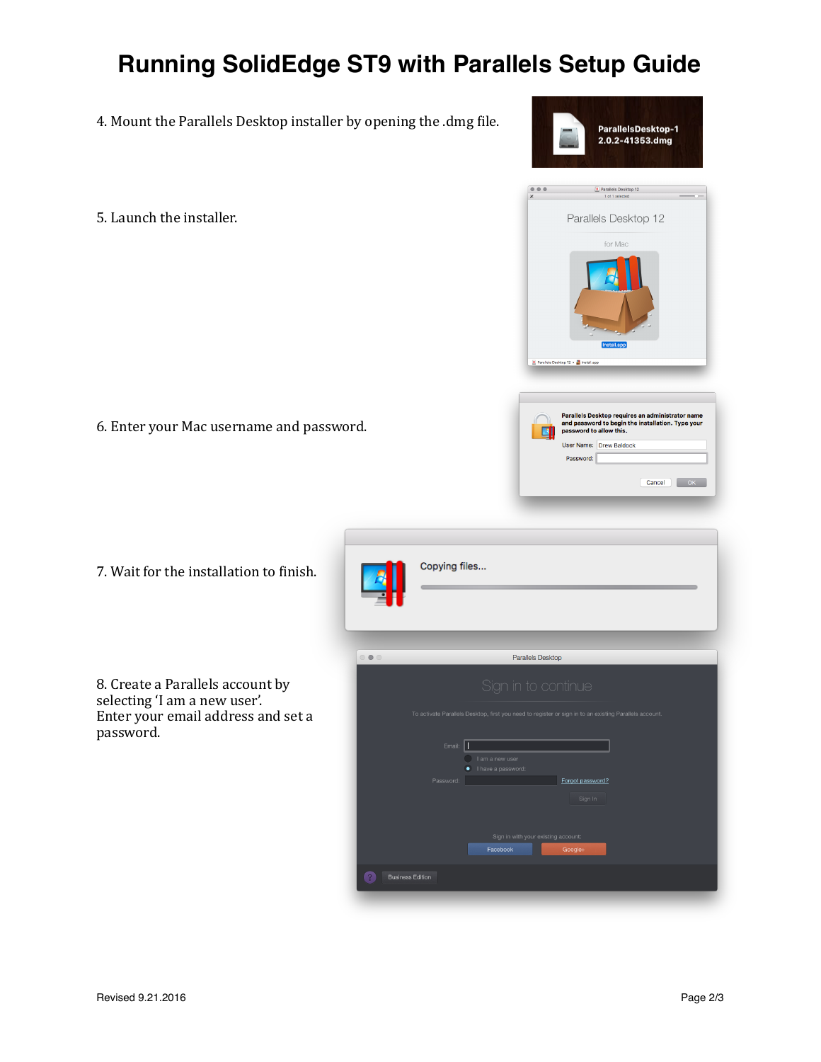# Running SolidEdge ST9 with Parallels Setup Guide

4. Mount the Parallels Desktop installer by opening the .dmg file.

5. Launch the installer.

6. Enter your Mac username and password.

7. Wait for the installation to finish.

8. Create a Parallels account by selecting ‘I am a new user’.
Enter your email address and set a password.

Revised 9.21.2016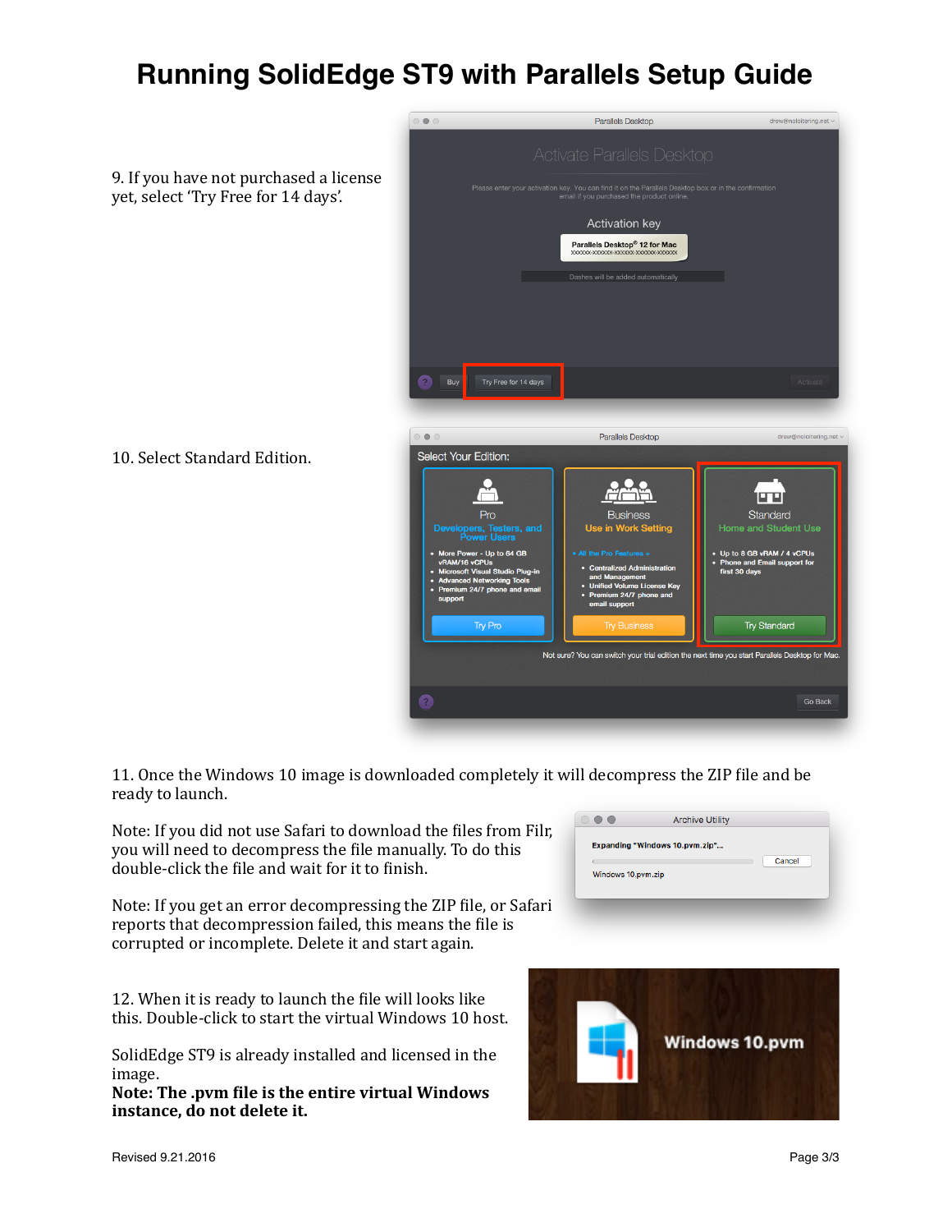# Running SolidEdge ST9 with Parallels Setup Guide

9. If you have not purchased a license yet, select 'Try Free for 14 days'.

10. Select Standard Edition.

11. Once the Windows 10 image is downloaded completely it will decompress the ZIP file and be ready to launch.

Note: If you did not use Safari to download the files from Filr, you will need to decompress the file manually. To do this double-click the file and wait for it to finish.

Note: If you get an error decompressing the ZIP file, or Safari reports that decompression failed, this means the file is corrupted or incomplete. Delete it and start again.

12. When it is ready to launch the file will looks like this. Double-click to start the virtual Windows 10 host.

SolidEdge ST9 is already installed and licensed in the image.

**Note: The .pvm file is the entire virtual Windows instance, do not delete it.**

Revised 9.21.2016